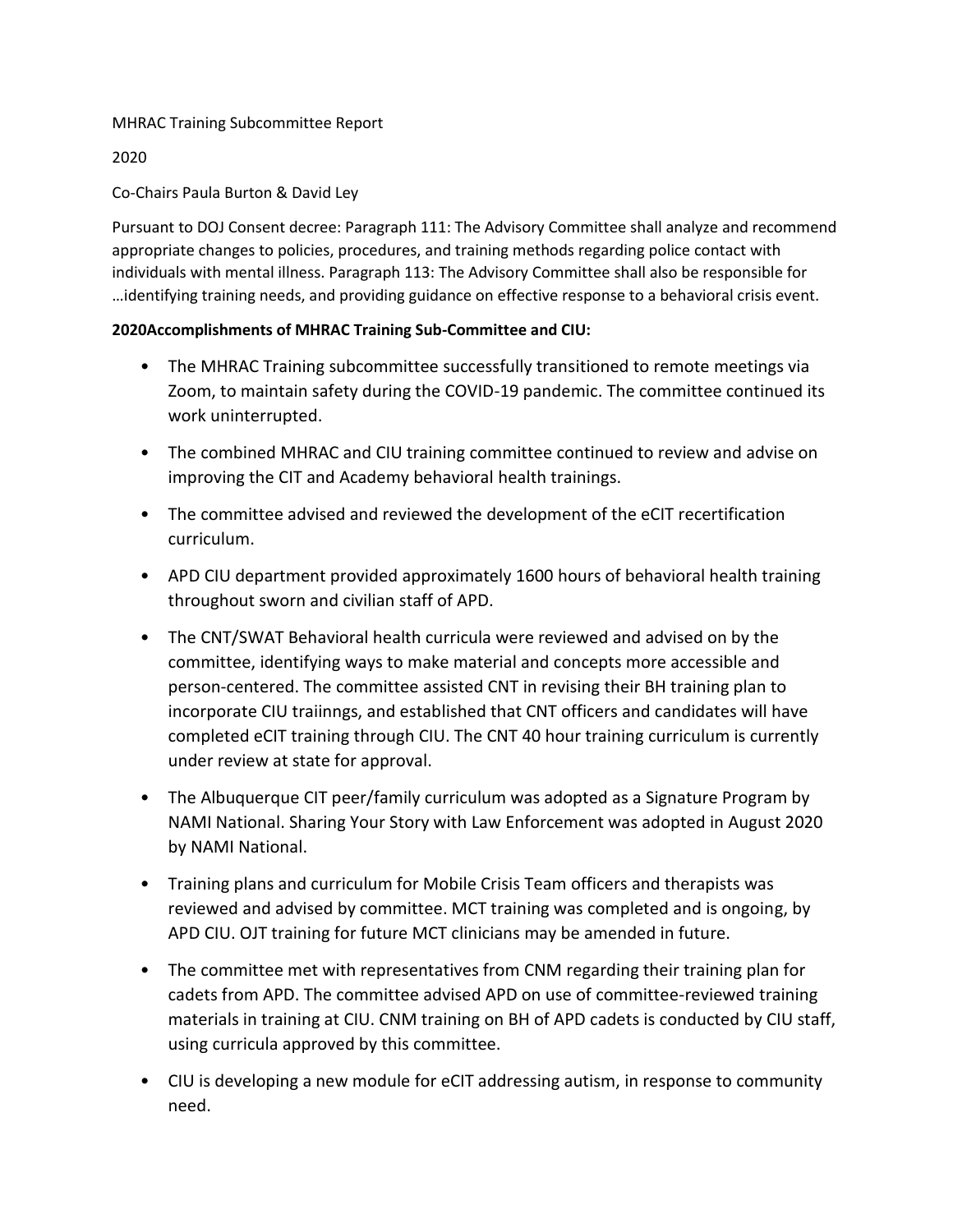MHRAC Training Subcommittee Report

2020

Co-Chairs Paula Burton & David Ley

Pursuant to DOJ Consent decree: Paragraph 111: The Advisory Committee shall analyze and recommend appropriate changes to policies, procedures, and training methods regarding police contact with individuals with mental illness. Paragraph 113: The Advisory Committee shall also be responsible for …identifying training needs, and providing guidance on effective response to a behavioral crisis event.

**2020Accomplishments of MHRAC Training Sub-Committee and CIU:**

- The MHRAC Training subcommittee successfully transitioned to remote meetings via Zoom, to maintain safety during the COVID-19 pandemic. The committee continued its work uninterrupted.
- The combined MHRAC and CIU training committee continued to review and advise on improving the CIT and Academy behavioral health trainings.
- The committee advised and reviewed the development of the eCIT recertification curriculum.
- APD CIU department provided approximately 1600 hours of behavioral health training throughout sworn and civilian staff of APD.
- The CNT/SWAT Behavioral health curricula were reviewed and advised on by the committee, identifying ways to make material and concepts more accessible and person-centered. The committee assisted CNT in revising their BH training plan to incorporate CIU traiinngs, and established that CNT officers and candidates will have completed eCIT training through CIU. The CNT 40 hour training curriculum is currently under review at state for approval.
- The Albuquerque CIT peer/family curriculum was adopted as a Signature Program by NAMI National. Sharing Your Story with Law Enforcement was adopted in August 2020 by NAMI National.
- Training plans and curriculum for Mobile Crisis Team officers and therapists was reviewed and advised by committee. MCT training was completed and is ongoing, by APD CIU. OJT training for future MCT clinicians may be amended in future.
- The committee met with representatives from CNM regarding their training plan for cadets from APD. The committee advised APD on use of committee-reviewed training materials in training at CIU. CNM training on BH of APD cadets is conducted by CIU staff, using curricula approved by this committee.
- CIU is developing a new module for eCIT addressing autism, in response to community need.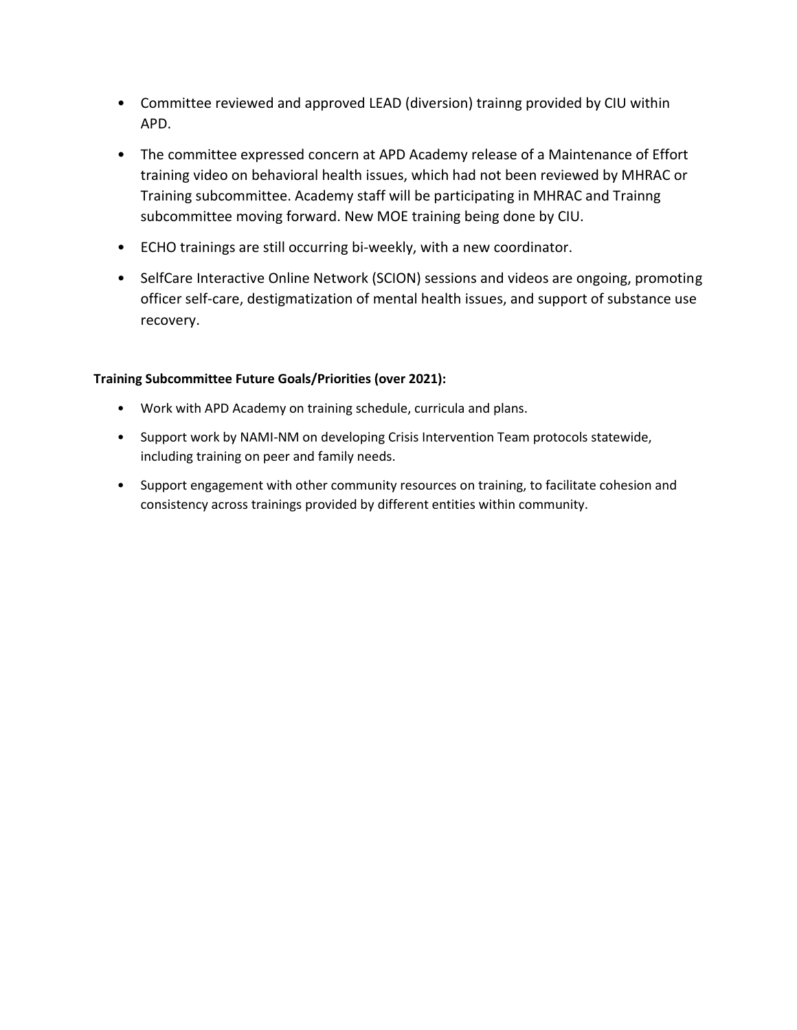- Committee reviewed and approved LEAD (diversion) trainng provided by CIU within APD.
- The committee expressed concern at APD Academy release of a Maintenance of Effort training video on behavioral health issues, which had not been reviewed by MHRAC or Training subcommittee. Academy staff will be participating in MHRAC and Trainng subcommittee moving forward. New MOE training being done by CIU.
- ECHO trainings are still occurring bi-weekly, with a new coordinator.
- SelfCare Interactive Online Network (SCION) sessions and videos are ongoing, promoting officer self-care, destigmatization of mental health issues, and support of substance use recovery.

**Training Subcommittee Future Goals/Priorities (over 2021):**

- Work with APD Academy on training schedule, curricula and plans.
- Support work by NAMI-NM on developing Crisis Intervention Team protocols statewide, including training on peer and family needs.
- Support engagement with other community resources on training, to facilitate cohesion and consistency across trainings provided by different entities within community.